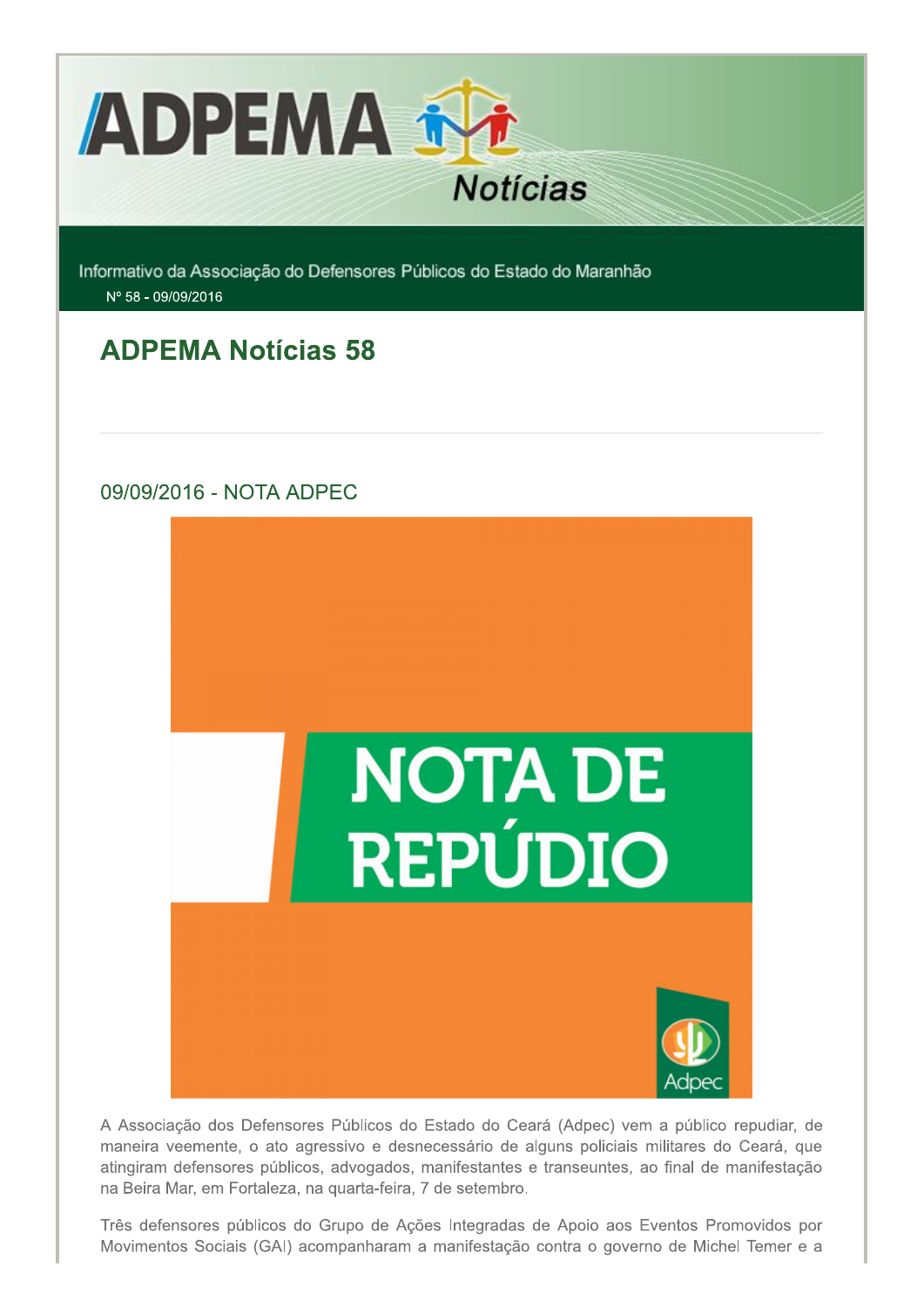# ADPEMA Notícias

Informativo da Associação do Defensores Públicos do Estado do Maranhão

Nº 58 - 09/09/2016

## ADPEMA Notícias 58

---

### 09/09/2016 - NOTA ADPEC

NOTA DE REPÚDIO

Adpec

A Associação dos Defensores Públicos do Estado do Ceará (Adpec) vem a público repudiar, de maneira veemente, o ato agressivo e desnecessário de alguns policiais militares do Ceará, que atingiram defensores públicos, advogados, manifestantes e transeuntes, ao final de manifestação na Beira Mar, em Fortaleza, na quarta-feira, 7 de setembro.

Três defensores públicos do Grupo de Ações Integradas de Apoio aos Eventos Promovidos por Movimentos Sociais (GAI) acompanharam a manifestação contra o governo de Michel Temer e a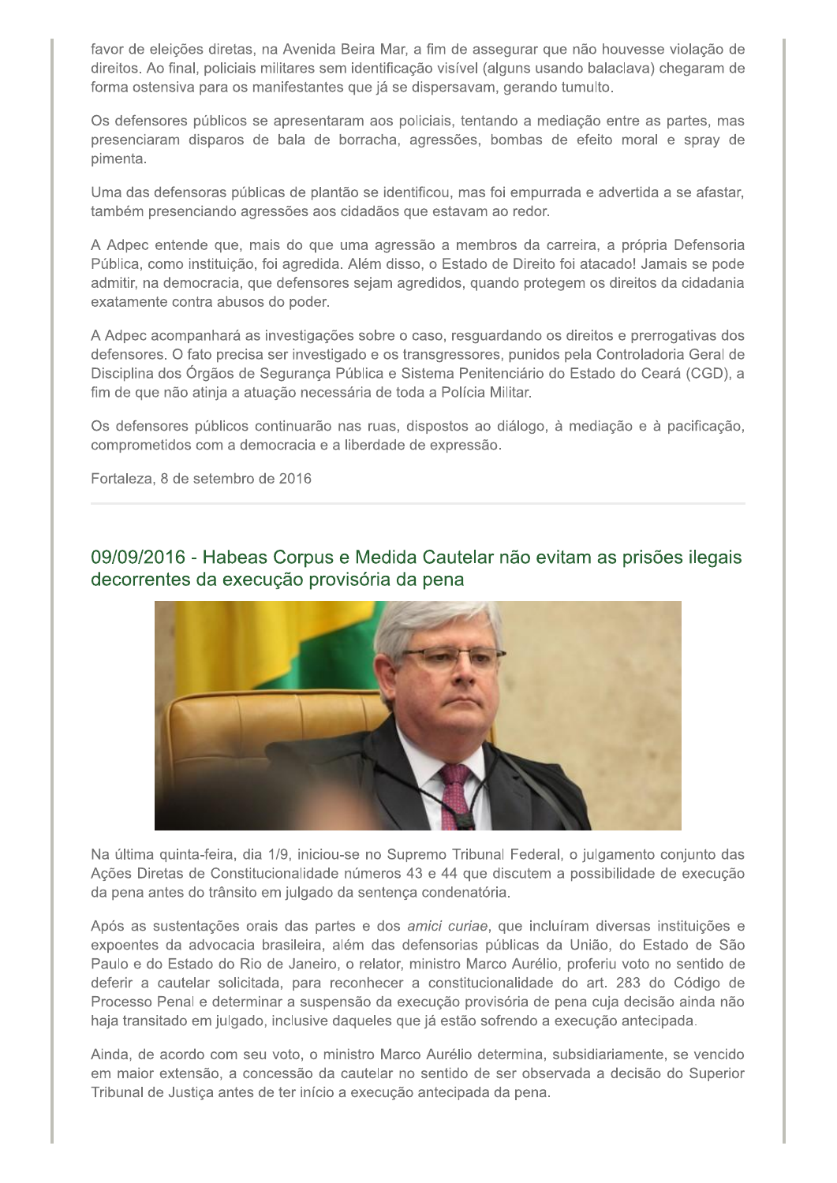favor de eleições diretas, na Avenida Beira Mar, a fim de assegurar que não houvesse violação de direitos. Ao final, policiais militares sem identificação visível (alguns usando balaclava) chegaram de forma ostensiva para os manifestantes que já se dispersavam, gerando tumulto.

Os defensores públicos se apresentaram aos policiais, tentando a mediação entre as partes, mas presenciaram disparos de bala de borracha, agressões, bombas de efeito moral e spray de pimenta.

Uma das defensoras públicas de plantão se identificou, mas foi empurrada e advertida a se afastar, também presenciando agressões aos cidadãos que estavam ao redor.

A Adpec entende que, mais do que uma agressão a membros da carreira, a própria Defensoria Pública, como instituição, foi agredida. Além disso, o Estado de Direito foi atacado! Jamais se pode admitir, na democracia, que defensores sejam agredidos, quando protegem os direitos da cidadania exatamente contra abusos do poder.

A Adpec acompanhará as investigações sobre o caso, resguardando os direitos e prerrogativas dos defensores. O fato precisa ser investigado e os transgressores, punidos pela Controladoria Geral de Disciplina dos Órgãos de Segurança Pública e Sistema Penitenciário do Estado do Ceará (CGD), a fim de que não atinja a atuação necessária de toda a Polícia Militar.

Os defensores públicos continuarão nas ruas, dispostos ao diálogo, à mediação e à pacificação, comprometidos com a democracia e a liberdade de expressão.

Fortaleza, 8 de setembro de 2016

---

## 09/09/2016 - Habeas Corpus e Medida Cautelar não evitam as prisões ilegais decorrentes da execução provisória da pena

Na última quinta-feira, dia 1/9, iniciou-se no Supremo Tribunal Federal, o julgamento conjunto das Ações Diretas de Constitucionalidade números 43 e 44 que discutem a possibilidade de execução da pena antes do trânsito em julgado da sentença condenatória.

Após as sustentações orais das partes e dos *amici curiae*, que incluíram diversas instituições e expoentes da advocacia brasileira, além das defensorias públicas da União, do Estado de São Paulo e do Estado do Rio de Janeiro, o relator, ministro Marco Aurélio, proferiu voto no sentido de deferir a cautelar solicitada, para reconhecer a constitucionalidade do art. 283 do Código de Processo Penal e determinar a suspensão da execução provisória de pena cuja decisão ainda não haja transitado em julgado, inclusive daqueles que já estão sofrendo a execução antecipada.

Ainda, de acordo com seu voto, o ministro Marco Aurélio determina, subsidiariamente, se vencido em maior extensão, a concessão da cautelar no sentido de ser observada a decisão do Superior Tribunal de Justiça antes de ter início a execução antecipada da pena.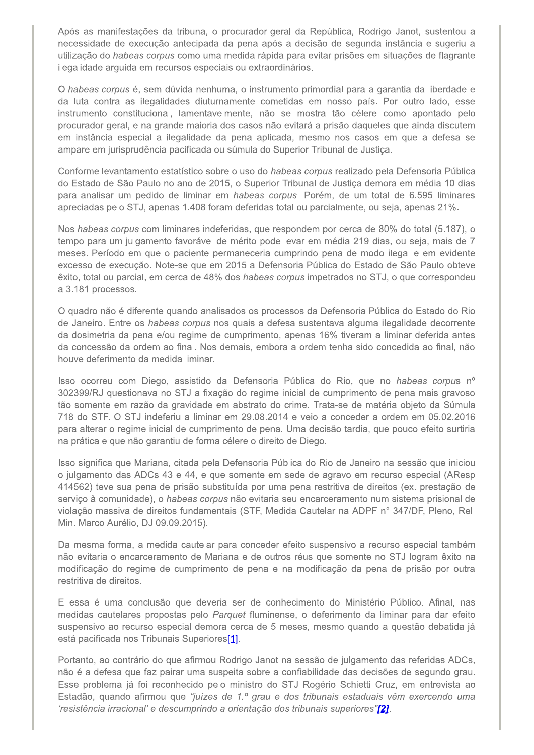Após as manifestações da tribuna, o procurador-geral da República, Rodrigo Janot, sustentou a necessidade de execução antecipada da pena após a decisão de segunda instância e sugeriu a utilização do *habeas corpus* como uma medida rápida para evitar prisões em situações de flagrante ilegalidade arguida em recursos especiais ou extraordinários.

O *habeas corpus* é, sem dúvida nenhuma, o instrumento primordial para a garantia da liberdade e da luta contra as ilegalidades diuturnamente cometidas em nosso país. Por outro lado, esse instrumento constitucional, lamentavelmente, não se mostra tão célere como apontado pelo procurador-geral, e na grande maioria dos casos não evitará a prisão daqueles que ainda discutem em instância especial a ilegalidade da pena aplicada, mesmo nos casos em que a defesa se ampare em jurisprudência pacificada ou súmula do Superior Tribunal de Justiça.

Conforme levantamento estatístico sobre o uso do *habeas corpus* realizado pela Defensoria Pública do Estado de São Paulo no ano de 2015, o Superior Tribunal de Justiça demora em média 10 dias para analisar um pedido de liminar em *habeas corpus*. Porém, de um total de 6.595 liminares apreciadas pelo STJ, apenas 1.408 foram deferidas total ou parcialmente, ou seja, apenas 21%.

Nos *habeas corpus* com liminares indeferidas, que respondem por cerca de 80% do total (5.187), o tempo para um julgamento favorável de mérito pode levar em média 219 dias, ou seja, mais de 7 meses. Período em que o paciente permaneceria cumprindo pena de modo ilegal e em evidente excesso de execução. Note-se que em 2015 a Defensoria Pública do Estado de São Paulo obteve êxito, total ou parcial, em cerca de 48% dos *habeas corpus* impetrados no STJ, o que correspondeu a 3.181 processos.

O quadro não é diferente quando analisados os processos da Defensoria Pública do Estado do Rio de Janeiro. Entre os *habeas corpus* nos quais a defesa sustentava alguma ilegalidade decorrente da dosimetria da pena e/ou regime de cumprimento, apenas 16% tiveram a liminar deferida antes da concessão da ordem ao final. Nos demais, embora a ordem tenha sido concedida ao final, não houve deferimento da medida liminar.

Isso ocorreu com Diego, assistido da Defensoria Pública do Rio, que no *habeas corpus* nº 302399/RJ questionava no STJ a fixação do regime inicial de cumprimento de pena mais gravoso tão somente em razão da gravidade em abstrato do crime. Trata-se de matéria objeto da Súmula 718 do STF. O STJ indeferiu a liminar em 29.08.2014 e veio a conceder a ordem em 05.02.2016 para alterar o regime inicial de cumprimento de pena. Uma decisão tardia, que pouco efeito surtiria na prática e que não garantiu de forma célere o direito de Diego.

Isso significa que Mariana, citada pela Defensoria Pública do Rio de Janeiro na sessão que iniciou o julgamento das ADCs 43 e 44, e que somente em sede de agravo em recurso especial (AResp 414562) teve sua pena de prisão substituída por uma pena restritiva de direitos (ex. prestação de serviço à comunidade), o *habeas corpus* não evitaria seu encarceramento num sistema prisional de violação massiva de direitos fundamentais (STF, Medida Cautelar na ADPF n° 347/DF, Pleno, Rel. Min. Marco Aurélio, DJ 09.09.2015).

Da mesma forma, a medida cautelar para conceder efeito suspensivo a recurso especial também não evitaria o encarceramento de Mariana e de outros réus que somente no STJ logram êxito na modificação do regime de cumprimento de pena e na modificação da pena de prisão por outra restritiva de direitos.

E essa é uma conclusão que deveria ser de conhecimento do Ministério Público. Afinal, nas medidas cautelares propostas pelo *Parquet* fluminense, o deferimento da liminar para dar efeito suspensivo ao recurso especial demora cerca de 5 meses, mesmo quando a questão debatida já está pacificada nos Tribunais Superiores[1].

Portanto, ao contrário do que afirmou Rodrigo Janot na sessão de julgamento das referidas ADCs, não é a defesa que faz pairar uma suspeita sobre a confiabilidade das decisões de segundo grau. Esse problema já foi reconhecido pelo ministro do STJ Rogério Schietti Cruz, em entrevista ao Estadão, quando afirmou que *"juízes de 1.º grau e dos tribunais estaduais vêm exercendo uma 'resistência irracional' e descumprindo a orientação dos tribunais superiores"*[2].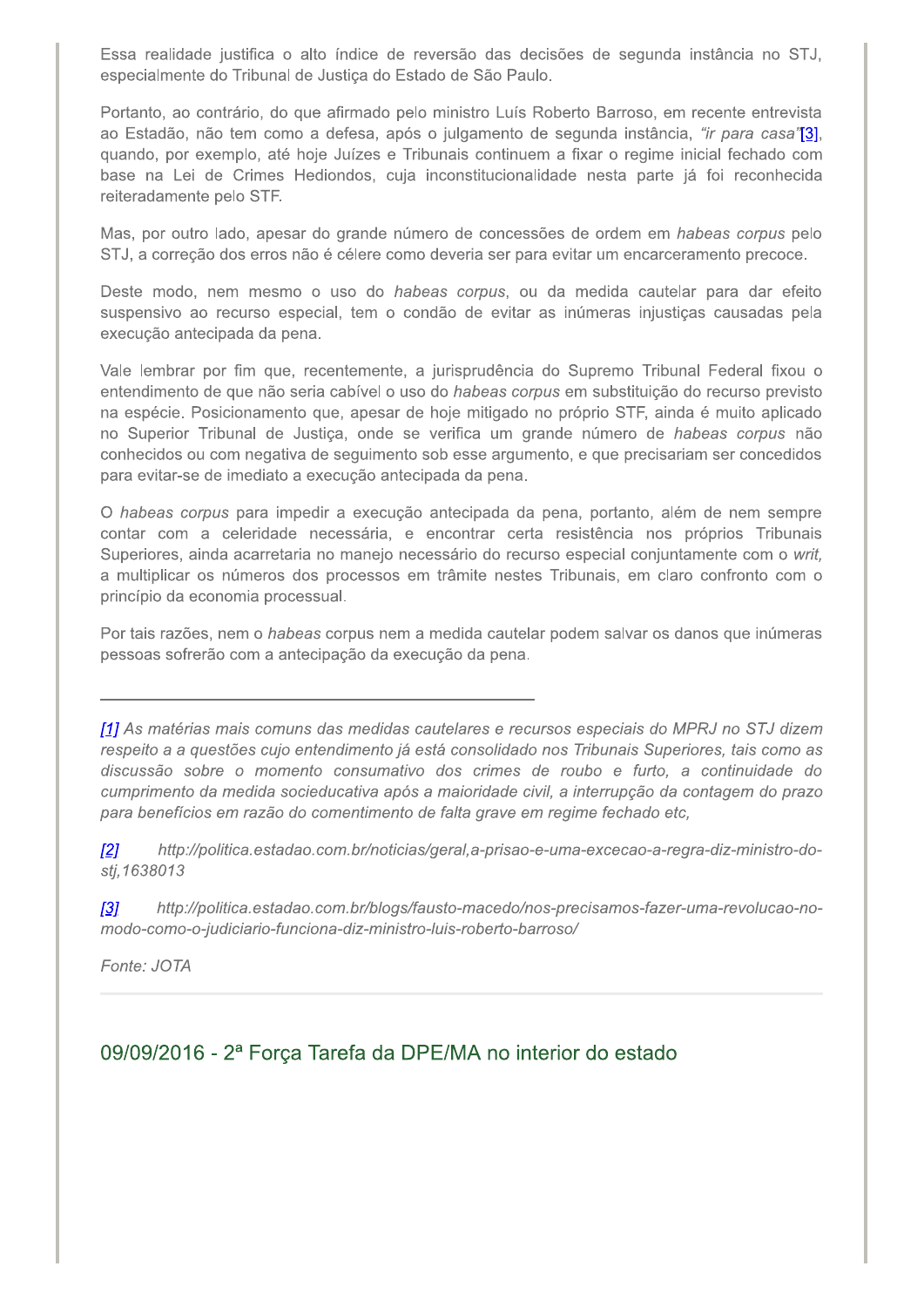Essa realidade justifica o alto índice de reversão das decisões de segunda instância no STJ, especialmente do Tribunal de Justiça do Estado de São Paulo.

Portanto, ao contrário, do que afirmado pelo ministro Luís Roberto Barroso, em recente entrevista ao Estadão, não tem como a defesa, após o julgamento de segunda instância, *"ir para casa"*[3], quando, por exemplo, até hoje Juízes e Tribunais continuem a fixar o regime inicial fechado com base na Lei de Crimes Hediondos, cuja inconstitucionalidade nesta parte já foi reconhecida reiteradamente pelo STF.

Mas, por outro lado, apesar do grande número de concessões de ordem em *habeas corpus* pelo STJ, a correção dos erros não é célere como deveria ser para evitar um encarceramento precoce.

Deste modo, nem mesmo o uso do *habeas corpus*, ou da medida cautelar para dar efeito suspensivo ao recurso especial, tem o condão de evitar as inúmeras injustiças causadas pela execução antecipada da pena.

Vale lembrar por fim que, recentemente, a jurisprudência do Supremo Tribunal Federal fixou o entendimento de que não seria cabível o uso do *habeas corpus* em substituição do recurso previsto na espécie. Posicionamento que, apesar de hoje mitigado no próprio STF, ainda é muito aplicado no Superior Tribunal de Justiça, onde se verifica um grande número de *habeas corpus* não conhecidos ou com negativa de seguimento sob esse argumento, e que precisariam ser concedidos para evitar-se de imediato a execução antecipada da pena.

O *habeas corpus* para impedir a execução antecipada da pena, portanto, além de nem sempre contar com a celeridade necessária, e encontrar certa resistência nos próprios Tribunais Superiores, ainda acarretaria no manejo necessário do recurso especial conjuntamente com o *writ*, a multiplicar os números dos processos em trâmite nestes Tribunais, em claro confronto com o princípio da economia processual.

Por tais razões, nem o *habeas* corpus nem a medida cautelar podem salvar os danos que inúmeras pessoas sofrerão com a antecipação da execução da pena.

---

*[1] As matérias mais comuns das medidas cautelares e recursos especiais do MPRJ no STJ dizem respeito a a questões cujo entendimento já está consolidado nos Tribunais Superiores, tais como as discussão sobre o momento consumativo dos crimes de roubo e furto, a continuidade do cumprimento da medida socieducativa após a maioridade civil, a interrupção da contagem do prazo para benefícios em razão do comentimento de falta grave em regime fechado etc,*

*[2] http://politica.estadao.com.br/noticias/geral,a-prisao-e-uma-excecao-a-regra-diz-ministro-do-stj,1638013*

*[3] http://politica.estadao.com.br/blogs/fausto-macedo/nos-precisamos-fazer-uma-revolucao-no-modo-como-o-judiciario-funciona-diz-ministro-luis-roberto-barroso/*

*Fonte: JOTA*

---

## 09/09/2016 - 2ª Força Tarefa da DPE/MA no interior do estado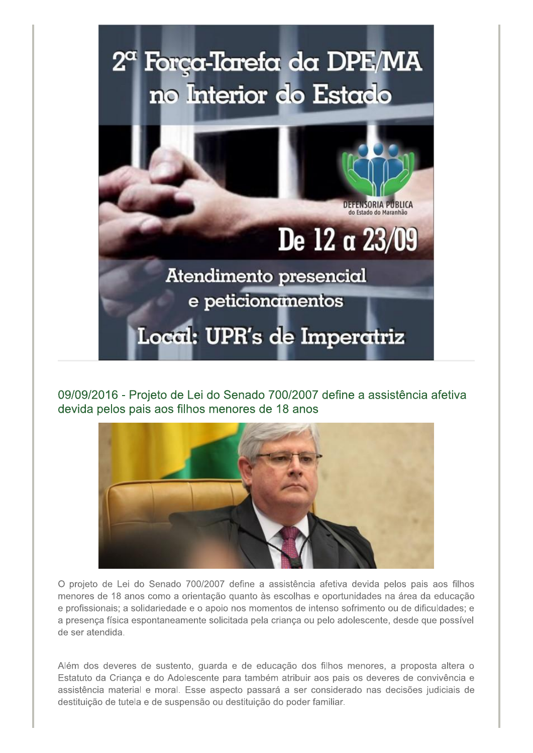2ª Força-Tarefa da DPE/MA no Interior do Estado

De 12 a 23/09

Atendimento presencial e peticionamentos

Local: UPR's de Imperatriz

## 09/09/2016 - Projeto de Lei do Senado 700/2007 define a assistência afetiva devida pelos pais aos filhos menores de 18 anos

O projeto de Lei do Senado 700/2007 define a assistência afetiva devida pelos pais aos filhos menores de 18 anos como a orientação quanto às escolhas e oportunidades na área da educação e profissionais; a solidariedade e o apoio nos momentos de intenso sofrimento ou de dificuldades; e a presença física espontaneamente solicitada pela criança ou pelo adolescente, desde que possível de ser atendida.

Além dos deveres de sustento, guarda e de educação dos filhos menores, a proposta altera o Estatuto da Criança e do Adolescente para também atribuir aos pais os deveres de convivência e assistência material e moral. Esse aspecto passará a ser considerado nas decisões judiciais de destituição de tutela e de suspensão ou destituição do poder familiar.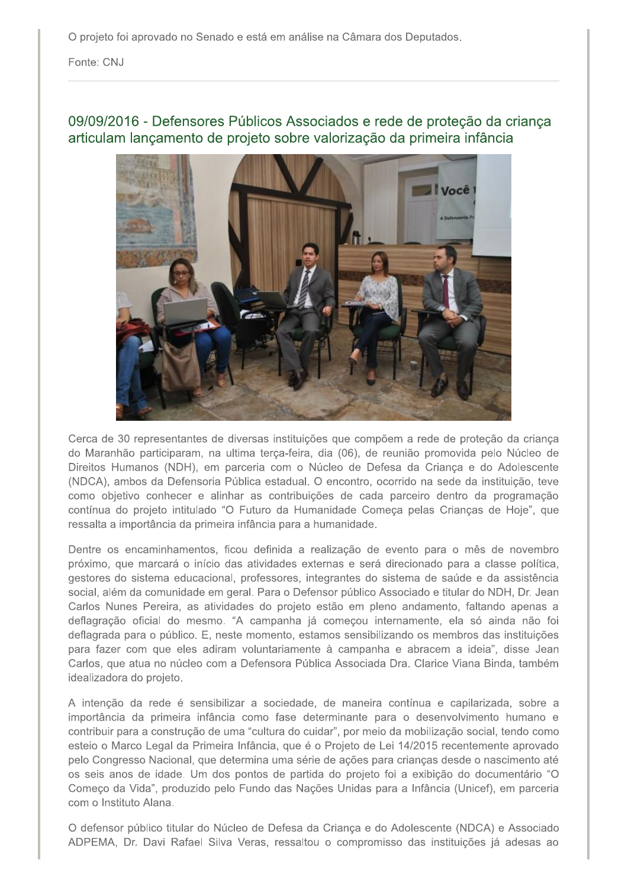O projeto foi aprovado no Senado e está em análise na Câmara dos Deputados.

Fonte: CNJ

## 09/09/2016 - Defensores Públicos Associados e rede de proteção da criança articulam lançamento de projeto sobre valorização da primeira infância

Cerca de 30 representantes de diversas instituições que compõem a rede de proteção da criança do Maranhão participaram, na ultima terça-feira, dia (06), de reunião promovida pelo Núcleo de Direitos Humanos (NDH), em parceria com o Núcleo de Defesa da Criança e do Adolescente (NDCA), ambos da Defensoria Pública estadual. O encontro, ocorrido na sede da instituição, teve como objetivo conhecer e alinhar as contribuições de cada parceiro dentro da programação contínua do projeto intitulado "O Futuro da Humanidade Começa pelas Crianças de Hoje", que ressalta a importância da primeira infância para a humanidade.

Dentre os encaminhamentos, ficou definida a realização de evento para o mês de novembro próximo, que marcará o início das atividades externas e será direcionado para a classe política, gestores do sistema educacional, professores, integrantes do sistema de saúde e da assistência social, além da comunidade em geral. Para o Defensor público Associado e titular do NDH, Dr. Jean Carlos Nunes Pereira, as atividades do projeto estão em pleno andamento, faltando apenas a deflagração oficial do mesmo. "A campanha já começou internamente, ela só ainda não foi deflagrada para o público. E, neste momento, estamos sensibilizando os membros das instituições para fazer com que eles adiram voluntariamente à campanha e abracem a ideia", disse Jean Carlos, que atua no núcleo com a Defensora Pública Associada Dra. Clarice Viana Binda, também idealizadora do projeto.

A intenção da rede é sensibilizar a sociedade, de maneira contínua e capilarizada, sobre a importância da primeira infância como fase determinante para o desenvolvimento humano e contribuir para a construção de uma "cultura do cuidar", por meio da mobilização social, tendo como esteio o Marco Legal da Primeira Infância, que é o Projeto de Lei 14/2015 recentemente aprovado pelo Congresso Nacional, que determina uma série de ações para crianças desde o nascimento até os seis anos de idade. Um dos pontos de partida do projeto foi a exibição do documentário "O Começo da Vida", produzido pelo Fundo das Nações Unidas para a Infância (Unicef), em parceria com o Instituto Alana.

O defensor público titular do Núcleo de Defesa da Criança e do Adolescente (NDCA) e Associado ADPEMA, Dr. Davi Rafael Silva Veras, ressaltou o compromisso das instituições já adesas ao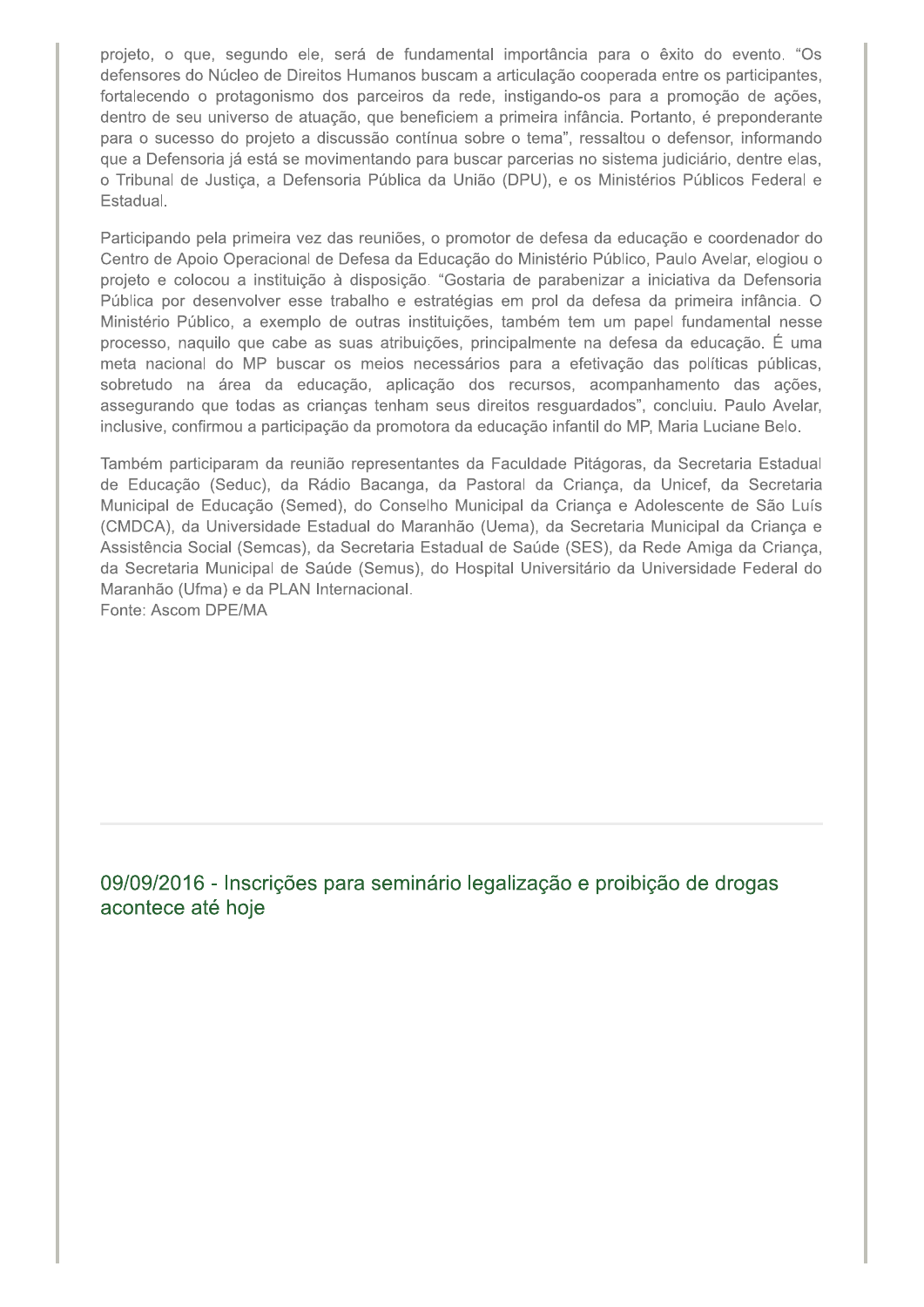projeto, o que, segundo ele, será de fundamental importância para o êxito do evento. "Os defensores do Núcleo de Direitos Humanos buscam a articulação cooperada entre os participantes, fortalecendo o protagonismo dos parceiros da rede, instigando-os para a promoção de ações, dentro de seu universo de atuação, que beneficiem a primeira infância. Portanto, é preponderante para o sucesso do projeto a discussão contínua sobre o tema", ressaltou o defensor, informando que a Defensoria já está se movimentando para buscar parcerias no sistema judiciário, dentre elas, o Tribunal de Justiça, a Defensoria Pública da União (DPU), e os Ministérios Públicos Federal e Estadual.

Participando pela primeira vez das reuniões, o promotor de defesa da educação e coordenador do Centro de Apoio Operacional de Defesa da Educação do Ministério Público, Paulo Avelar, elogiou o projeto e colocou a instituição à disposição. "Gostaria de parabenizar a iniciativa da Defensoria Pública por desenvolver esse trabalho e estratégias em prol da defesa da primeira infância. O Ministério Público, a exemplo de outras instituições, também tem um papel fundamental nesse processo, naquilo que cabe as suas atribuições, principalmente na defesa da educação. É uma meta nacional do MP buscar os meios necessários para a efetivação das políticas públicas, sobretudo na área da educação, aplicação dos recursos, acompanhamento das ações, assegurando que todas as crianças tenham seus direitos resguardados", concluiu. Paulo Avelar, inclusive, confirmou a participação da promotora da educação infantil do MP, Maria Luciane Belo.

Também participaram da reunião representantes da Faculdade Pitágoras, da Secretaria Estadual de Educação (Seduc), da Rádio Bacanga, da Pastoral da Criança, da Unicef, da Secretaria Municipal de Educação (Semed), do Conselho Municipal da Criança e Adolescente de São Luís (CMDCA), da Universidade Estadual do Maranhão (Uema), da Secretaria Municipal da Criança e Assistência Social (Semcas), da Secretaria Estadual de Saúde (SES), da Rede Amiga da Criança, da Secretaria Municipal de Saúde (Semus), do Hospital Universitário da Universidade Federal do Maranhão (Ufma) e da PLAN Internacional.
Fonte: Ascom DPE/MA

## 09/09/2016 - Inscrições para seminário legalização e proibição de drogas acontece até hoje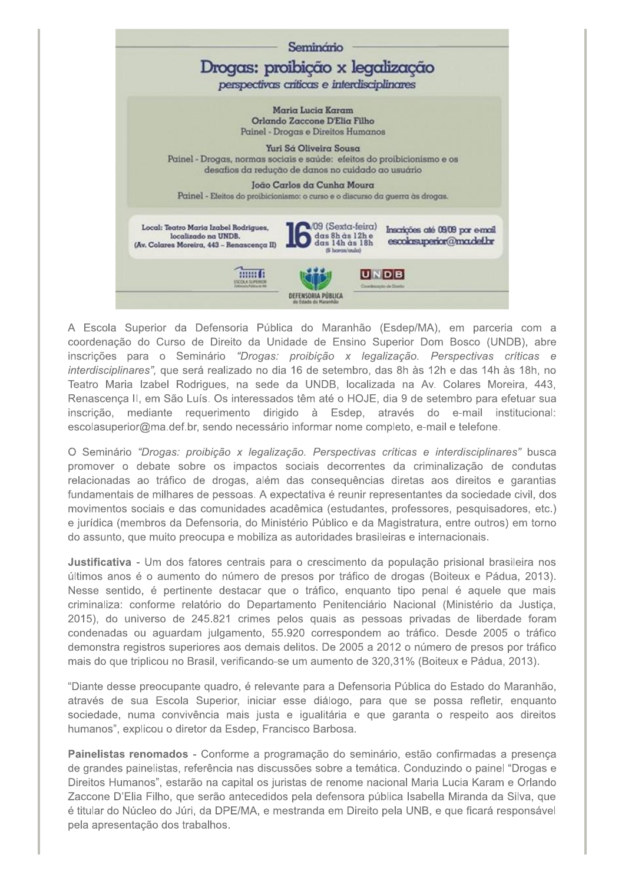## Seminário

# Drogas: proibição x legalização

*perspectivas críticas e interdisciplinares*

**Maria Lucia Karam**
**Orlando Zaccone D'Elia Filho**
Painel - Drogas e Direitos Humanos

**Yuri Sá Oliveira Sousa**
Painel - Drogas, normas sociais e saúde: efeitos do proibicionismo e os desafios da redução de danos no cuidado ao usuário

**João Carlos da Cunha Moura**
Painel - Efeitos do proibicionismo: o curso e o discurso da guerra às drogas.

**Local: Teatro Maria Izabel Rodrigues, localizado na UNDB. (Av. Colares Moreira, 443 – Renascença II)**

**16/09 (Sexta-feira)** das 8h às 12h e das 14h às 18h (8 horas/aula)

Inscrições até 09/09 por e-mail escolasuperior@ma.def.br

ESCOLA SUPERIOR — DEFENSORIA PÚBLICA do Estado do Maranhão — UNDB Coordenação de Direito

A Escola Superior da Defensoria Pública do Maranhão (Esdep/MA), em parceria com a coordenação do Curso de Direito da Unidade de Ensino Superior Dom Bosco (UNDB), abre inscrições para o Seminário *"Drogas: proibição x legalização. Perspectivas críticas e interdisciplinares"*, que será realizado no dia 16 de setembro, das 8h às 12h e das 14h às 18h, no Teatro Maria Izabel Rodrigues, na sede da UNDB, localizada na Av. Colares Moreira, 443, Renascença II, em São Luís. Os interessados têm até o HOJE, dia 9 de setembro para efetuar sua inscrição, mediante requerimento dirigido à Esdep, através do e-mail institucional: escolasuperior@ma.def.br, sendo necessário informar nome completo, e-mail e telefone.

O Seminário *"Drogas: proibição x legalização. Perspectivas críticas e interdisciplinares"* busca promover o debate sobre os impactos sociais decorrentes da criminalização de condutas relacionadas ao tráfico de drogas, além das consequências diretas aos direitos e garantias fundamentais de milhares de pessoas. A expectativa é reunir representantes da sociedade civil, dos movimentos sociais e das comunidades acadêmica (estudantes, professores, pesquisadores, etc.) e jurídica (membros da Defensoria, do Ministério Público e da Magistratura, entre outros) em torno do assunto, que muito preocupa e mobiliza as autoridades brasileiras e internacionais.

**Justificativa** - Um dos fatores centrais para o crescimento da população prisional brasileira nos últimos anos é o aumento do número de presos por tráfico de drogas (Boiteux e Pádua, 2013). Nesse sentido, é pertinente destacar que o tráfico, enquanto tipo penal é aquele que mais criminaliza: conforme relatório do Departamento Penitenciário Nacional (Ministério da Justiça, 2015), do universo de 245.821 crimes pelos quais as pessoas privadas de liberdade foram condenadas ou aguardam julgamento, 55.920 correspondem ao tráfico. Desde 2005 o tráfico demonstra registros superiores aos demais delitos. De 2005 a 2012 o número de presos por tráfico mais do que triplicou no Brasil, verificando-se um aumento de 320,31% (Boiteux e Pádua, 2013).

"Diante desse preocupante quadro, é relevante para a Defensoria Pública do Estado do Maranhão, através de sua Escola Superior, iniciar esse diálogo, para que se possa refletir, enquanto sociedade, numa convivência mais justa e igualitária e que garanta o respeito aos direitos humanos", explicou o diretor da Esdep, Francisco Barbosa.

**Painelistas renomados** - Conforme a programação do seminário, estão confirmadas a presença de grandes painelistas, referência nas discussões sobre a temática. Conduzindo o painel "Drogas e Direitos Humanos", estarão na capital os juristas de renome nacional Maria Lucia Karam e Orlando Zaccone D'Elia Filho, que serão antecedidos pela defensora pública Isabella Miranda da Silva, que é titular do Núcleo do Júri, da DPE/MA, e mestranda em Direito pela UNB, e que ficará responsável pela apresentação dos trabalhos.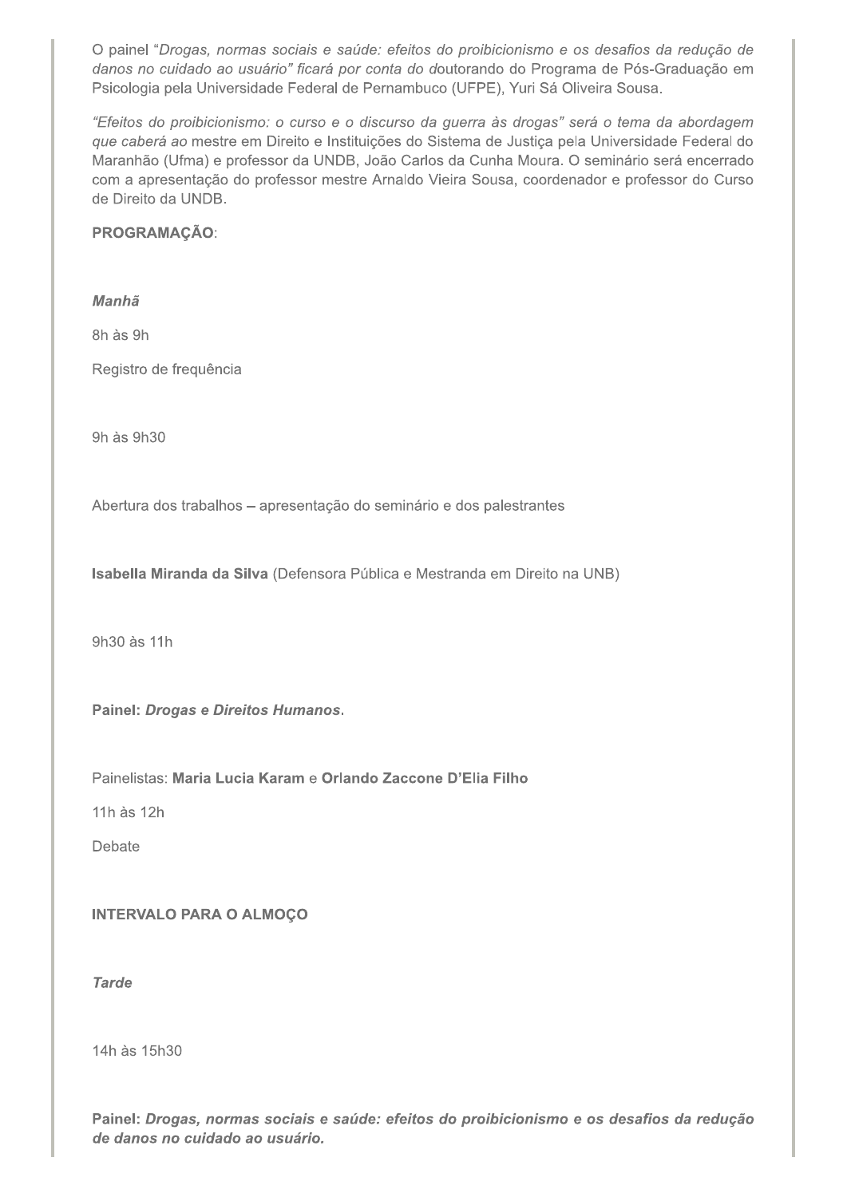O painel "*Drogas, normas sociais e saúde: efeitos do proibicionismo e os desafios da redução de danos no cuidado ao usuário" ficará por conta do d*outorando do Programa de Pós-Graduação em Psicologia pela Universidade Federal de Pernambuco (UFPE), Yuri Sá Oliveira Sousa.

*"Efeitos do proibicionismo: o curso e o discurso da guerra às drogas" será o tema da abordagem que caberá ao* mestre em Direito e Instituições do Sistema de Justiça pela Universidade Federal do Maranhão (Ufma) e professor da UNDB, João Carlos da Cunha Moura. O seminário será encerrado com a apresentação do professor mestre Arnaldo Vieira Sousa, coordenador e professor do Curso de Direito da UNDB.

**PROGRAMAÇÃO**:

***Manhã***

8h às 9h

Registro de frequência

9h às 9h30

Abertura dos trabalhos – apresentação do seminário e dos palestrantes

**Isabella Miranda da Silva** (Defensora Pública e Mestranda em Direito na UNB)

9h30 às 11h

**Painel:** ***Drogas e Direitos Humanos***.

Painelistas: **Maria Lucia Karam** e **Orlando Zaccone D'Elia Filho**

11h às 12h

Debate

**INTERVALO PARA O ALMOÇO**

***Tarde***

14h às 15h30

**Painel:** ***Drogas, normas sociais e saúde: efeitos do proibicionismo e os desafios da redução de danos no cuidado ao usuário.***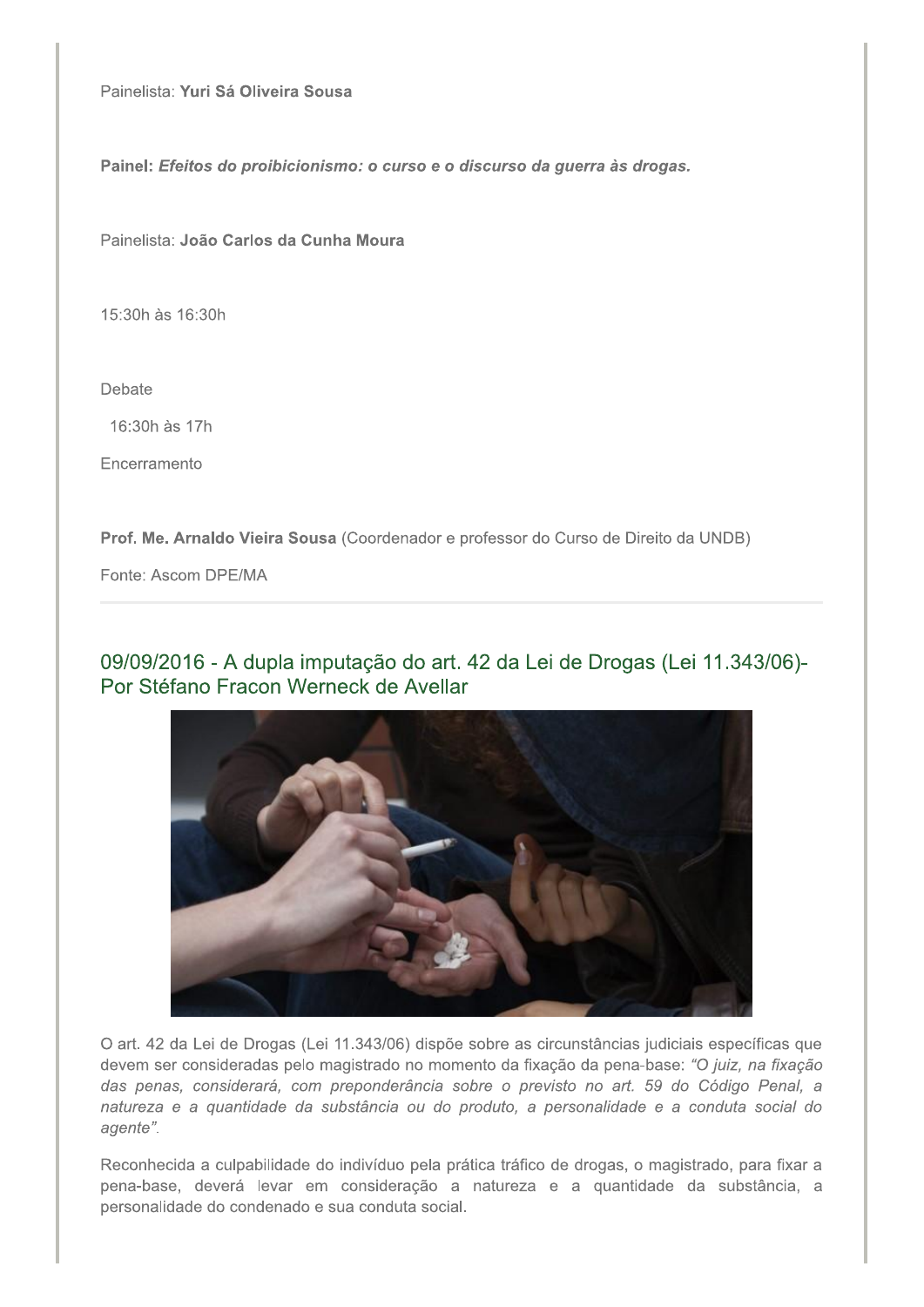Painelista: **Yuri Sá Oliveira Sousa**

**Painel:** ***Efeitos do proibicionismo: o curso e o discurso da guerra às drogas.***

Painelista: **João Carlos da Cunha Moura**

15:30h às 16:30h

Debate

16:30h às 17h

Encerramento

**Prof. Me. Arnaldo Vieira Sousa** (Coordenador e professor do Curso de Direito da UNDB)

Fonte: Ascom DPE/MA

## 09/09/2016 - A dupla imputação do art. 42 da Lei de Drogas (Lei 11.343/06)- Por Stéfano Fracon Werneck de Avellar

O art. 42 da Lei de Drogas (Lei 11.343/06) dispõe sobre as circunstâncias judiciais específicas que devem ser consideradas pelo magistrado no momento da fixação da pena-base: *"O juiz, na fixação das penas, considerará, com preponderância sobre o previsto no art. 59 do Código Penal, a natureza e a quantidade da substância ou do produto, a personalidade e a conduta social do agente"*.

Reconhecida a culpabilidade do indivíduo pela prática tráfico de drogas, o magistrado, para fixar a pena-base, deverá levar em consideração a natureza e a quantidade da substância, a personalidade do condenado e sua conduta social.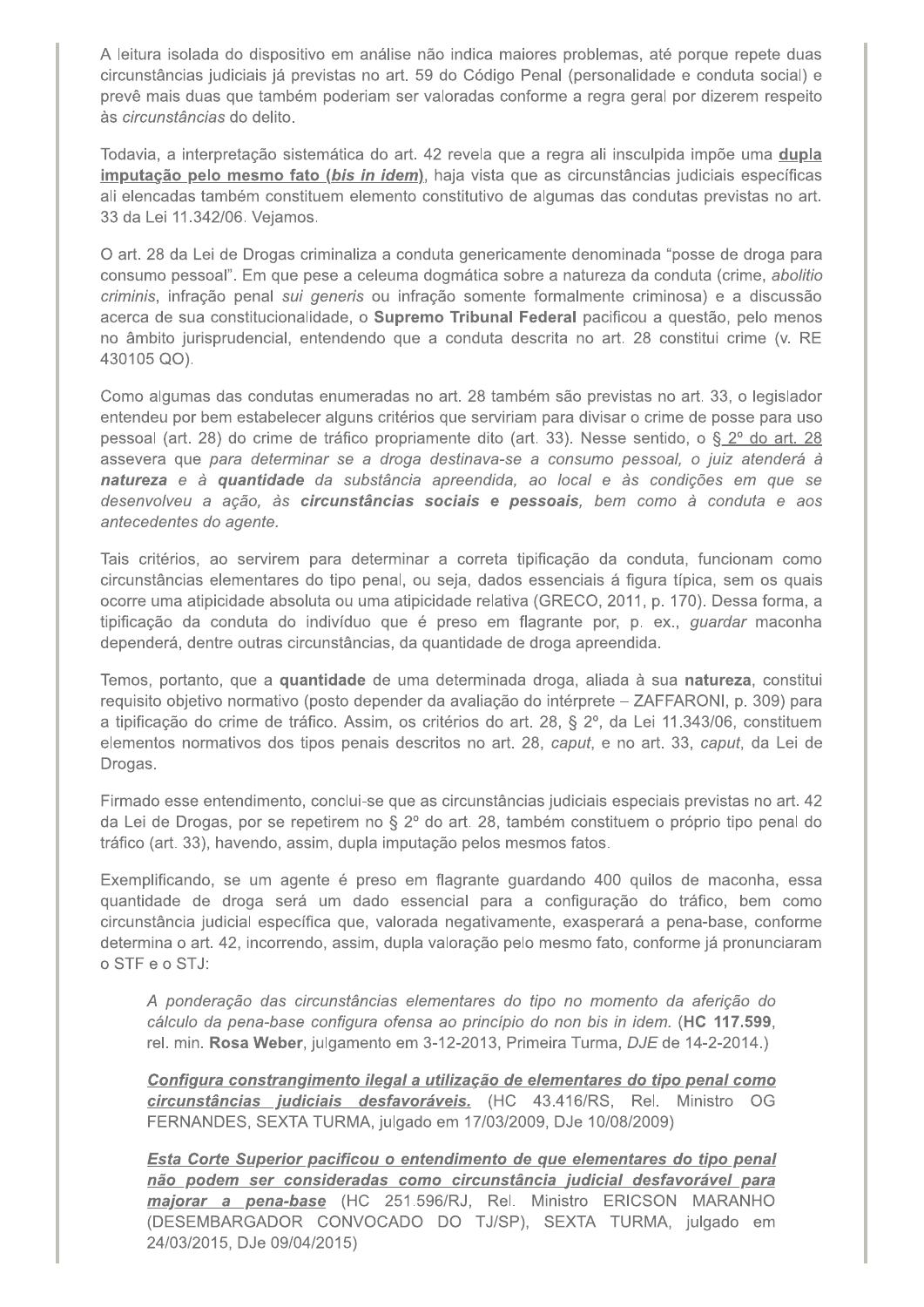A leitura isolada do dispositivo em análise não indica maiores problemas, até porque repete duas circunstâncias judiciais já previstas no art. 59 do Código Penal (personalidade e conduta social) e prevê mais duas que também poderiam ser valoradas conforme a regra geral por dizerem respeito às *circunstâncias* do delito.

Todavia, a interpretação sistemática do art. 42 revela que a regra ali insculpida impõe uma **dupla imputação pelo mesmo fato (*bis in idem*)**, haja vista que as circunstâncias judiciais específicas ali elencadas também constituem elemento constitutivo de algumas das condutas previstas no art. 33 da Lei 11.342/06. Vejamos.

O art. 28 da Lei de Drogas criminaliza a conduta genericamente denominada "posse de droga para consumo pessoal". Em que pese a celeuma dogmática sobre a natureza da conduta (crime, *abolitio criminis*, infração penal *sui generis* ou infração somente formalmente criminosa) e a discussão acerca de sua constitucionalidade, o **Supremo Tribunal Federal** pacificou a questão, pelo menos no âmbito jurisprudencial, entendendo que a conduta descrita no art. 28 constitui crime (v. RE 430105 QO).

Como algumas das condutas enumeradas no art. 28 também são previstas no art. 33, o legislador entendeu por bem estabelecer alguns critérios que serviriam para divisar o crime de posse para uso pessoal (art. 28) do crime de tráfico propriamente dito (art. 33). Nesse sentido, o § 2º do art. 28 assevera que *para determinar se a droga destinava-se a consumo pessoal, o juiz atenderá à **natureza** e à **quantidade** da substância apreendida, ao local e às condições em que se desenvolveu a ação, às **circunstâncias sociais e pessoais**, bem como à conduta e aos antecedentes do agente.*

Tais critérios, ao servirem para determinar a correta tipificação da conduta, funcionam como circunstâncias elementares do tipo penal, ou seja, dados essenciais á figura típica, sem os quais ocorre uma atipicidade absoluta ou uma atipicidade relativa (GRECO, 2011, p. 170). Dessa forma, a tipificação da conduta do indivíduo que é preso em flagrante por, p. ex., *guardar* maconha dependerá, dentre outras circunstâncias, da quantidade de droga apreendida.

Temos, portanto, que a **quantidade** de uma determinada droga, aliada à sua **natureza**, constitui requisito objetivo normativo (posto depender da avaliação do intérprete – ZAFFARONI, p. 309) para a tipificação do crime de tráfico. Assim, os critérios do art. 28, § 2º, da Lei 11.343/06, constituem elementos normativos dos tipos penais descritos no art. 28, *caput*, e no art. 33, *caput*, da Lei de Drogas.

Firmado esse entendimento, conclui-se que as circunstâncias judiciais especiais previstas no art. 42 da Lei de Drogas, por se repetirem no § 2º do art. 28, também constituem o próprio tipo penal do tráfico (art. 33), havendo, assim, dupla imputação pelos mesmos fatos.

Exemplificando, se um agente é preso em flagrante guardando 400 quilos de maconha, essa quantidade de droga será um dado essencial para a configuração do tráfico, bem como circunstância judicial específica que, valorada negativamente, exasperará a pena-base, conforme determina o art. 42, incorrendo, assim, dupla valoração pelo mesmo fato, conforme já pronunciaram o STF e o STJ:

> *A ponderação das circunstâncias elementares do tipo no momento da aferição do cálculo da pena-base configura ofensa ao princípio do non bis in idem.* (**HC 117.599**, rel. min. **Rosa Weber**, julgamento em 3-12-2013, Primeira Turma, *DJE* de 14-2-2014.)
>
> ***Configura constrangimento ilegal a utilização de elementares do tipo penal como circunstâncias judiciais desfavoráveis.*** (HC 43.416/RS, Rel. Ministro OG FERNANDES, SEXTA TURMA, julgado em 17/03/2009, DJe 10/08/2009)
>
> ***Esta Corte Superior pacificou o entendimento de que elementares do tipo penal não podem ser consideradas como circunstância judicial desfavorável para majorar a pena-base*** (HC 251.596/RJ, Rel. Ministro ERICSON MARANHO (DESEMBARGADOR CONVOCADO DO TJ/SP), SEXTA TURMA, julgado em 24/03/2015, DJe 09/04/2015)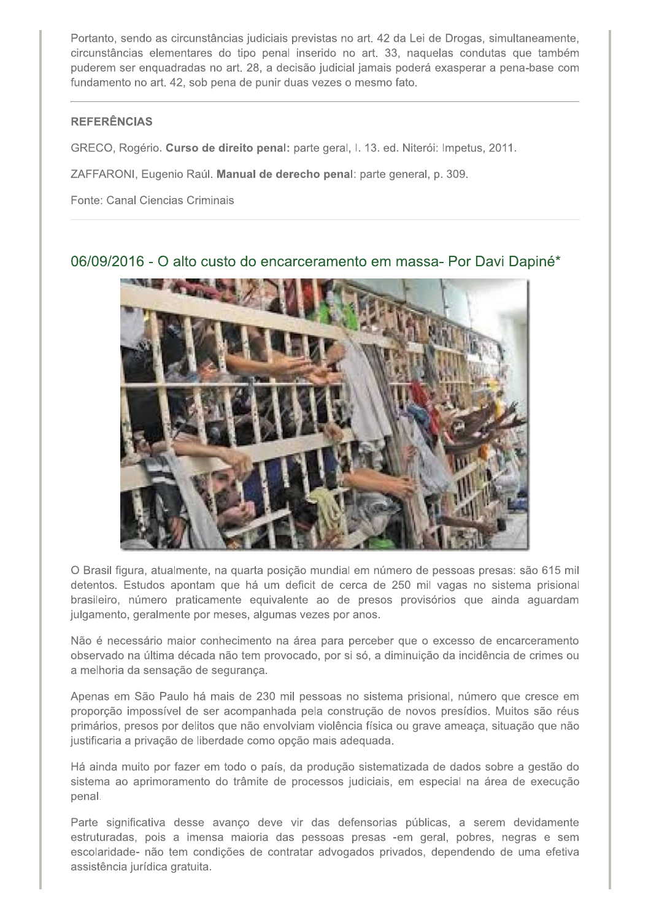Portanto, sendo as circunstâncias judiciais previstas no art. 42 da Lei de Drogas, simultaneamente, circunstâncias elementares do tipo penal inserido no art. 33, naquelas condutas que também puderem ser enquadradas no art. 28, a decisão judicial jamais poderá exasperar a pena-base com fundamento no art. 42, sob pena de punir duas vezes o mesmo fato.

---

**REFERÊNCIAS**

GRECO, Rogério. **Curso de direito penal:** parte geral, I. 13. ed. Niterói: Impetus, 2011.

ZAFFARONI, Eugenio Raúl. **Manual de derecho penal**: parte general, p. 309.

Fonte: Canal Ciencias Criminais

---

## 06/09/2016 - O alto custo do encarceramento em massa- Por Davi Dapiné*

O Brasil figura, atualmente, na quarta posição mundial em número de pessoas presas: são 615 mil detentos. Estudos apontam que há um deficit de cerca de 250 mil vagas no sistema prisional brasileiro, número praticamente equivalente ao de presos provisórios que ainda aguardam julgamento, geralmente por meses, algumas vezes por anos.

Não é necessário maior conhecimento na área para perceber que o excesso de encarceramento observado na última década não tem provocado, por si só, a diminuição da incidência de crimes ou a melhoria da sensação de segurança.

Apenas em São Paulo há mais de 230 mil pessoas no sistema prisional, número que cresce em proporção impossível de ser acompanhada pela construção de novos presídios. Muitos são réus primários, presos por delitos que não envolviam violência física ou grave ameaça, situação que não justificaria a privação de liberdade como opção mais adequada.

Há ainda muito por fazer em todo o país, da produção sistematizada de dados sobre a gestão do sistema ao aprimoramento do trâmite de processos judiciais, em especial na área de execução penal.

Parte significativa desse avanço deve vir das defensorias públicas, a serem devidamente estruturadas, pois a imensa maioria das pessoas presas -em geral, pobres, negras e sem escolaridade- não tem condições de contratar advogados privados, dependendo de uma efetiva assistência jurídica gratuita.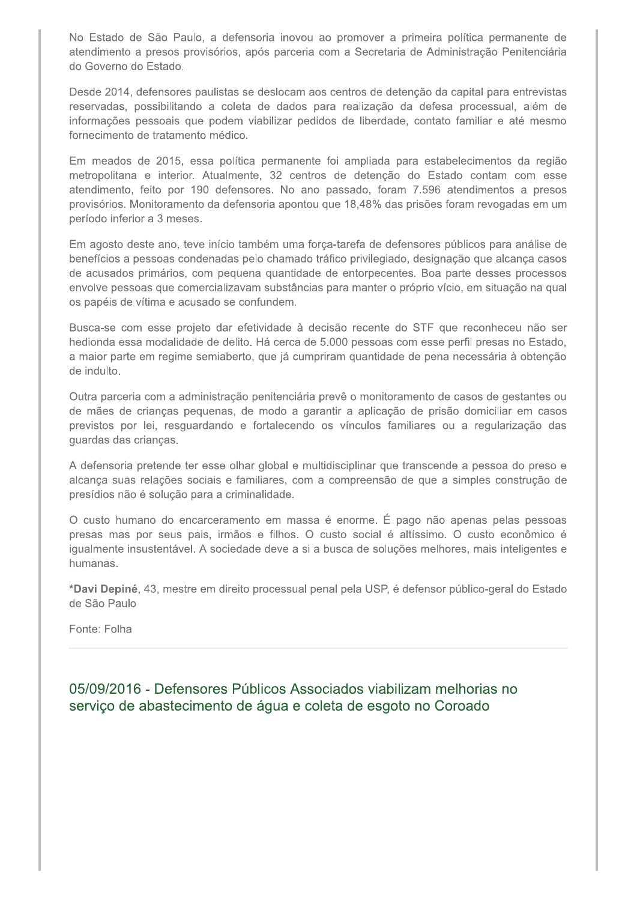No Estado de São Paulo, a defensoria inovou ao promover a primeira política permanente de atendimento a presos provisórios, após parceria com a Secretaria de Administração Penitenciária do Governo do Estado.

Desde 2014, defensores paulistas se deslocam aos centros de detenção da capital para entrevistas reservadas, possibilitando a coleta de dados para realização da defesa processual, além de informações pessoais que podem viabilizar pedidos de liberdade, contato familiar e até mesmo fornecimento de tratamento médico.

Em meados de 2015, essa política permanente foi ampliada para estabelecimentos da região metropolitana e interior. Atualmente, 32 centros de detenção do Estado contam com esse atendimento, feito por 190 defensores. No ano passado, foram 7.596 atendimentos a presos provisórios. Monitoramento da defensoria apontou que 18,48% das prisões foram revogadas em um período inferior a 3 meses.

Em agosto deste ano, teve início também uma força-tarefa de defensores públicos para análise de benefícios a pessoas condenadas pelo chamado tráfico privilegiado, designação que alcança casos de acusados primários, com pequena quantidade de entorpecentes. Boa parte desses processos envolve pessoas que comercializavam substâncias para manter o próprio vício, em situação na qual os papéis de vítima e acusado se confundem.

Busca-se com esse projeto dar efetividade à decisão recente do STF que reconheceu não ser hedionda essa modalidade de delito. Há cerca de 5.000 pessoas com esse perfil presas no Estado, a maior parte em regime semiaberto, que já cumpriram quantidade de pena necessária à obtenção de indulto.

Outra parceria com a administração penitenciária prevê o monitoramento de casos de gestantes ou de mães de crianças pequenas, de modo a garantir a aplicação de prisão domiciliar em casos previstos por lei, resguardando e fortalecendo os vínculos familiares ou a regularização das guardas das crianças.

A defensoria pretende ter esse olhar global e multidisciplinar que transcende a pessoa do preso e alcança suas relações sociais e familiares, com a compreensão de que a simples construção de presídios não é solução para a criminalidade.

O custo humano do encarceramento em massa é enorme. É pago não apenas pelas pessoas presas mas por seus pais, irmãos e filhos. O custo social é altíssimo. O custo econômico é igualmente insustentável. A sociedade deve a si a busca de soluções melhores, mais inteligentes e humanas.

***Davi Depiné**, 43, mestre em direito processual penal pela USP, é defensor público-geral do Estado de São Paulo

Fonte: Folha

---

## 05/09/2016 - Defensores Públicos Associados viabilizam melhorias no serviço de abastecimento de água e coleta de esgoto no Coroado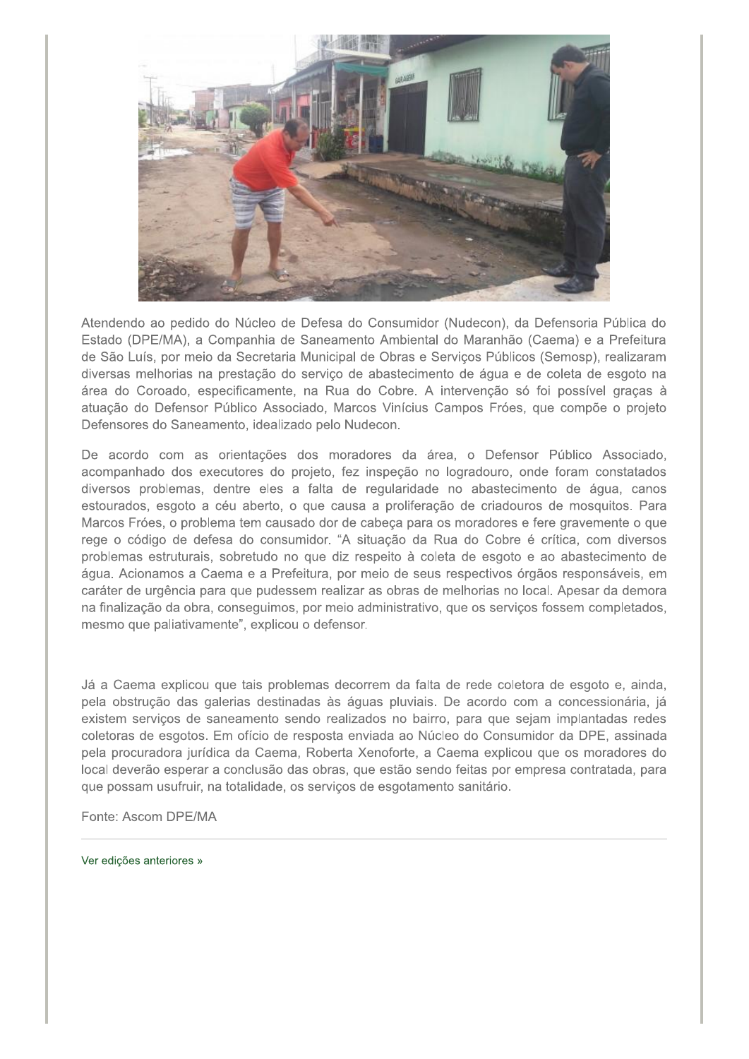Atendendo ao pedido do Núcleo de Defesa do Consumidor (Nudecon), da Defensoria Pública do Estado (DPE/MA), a Companhia de Saneamento Ambiental do Maranhão (Caema) e a Prefeitura de São Luís, por meio da Secretaria Municipal de Obras e Serviços Públicos (Semosp), realizaram diversas melhorias na prestação do serviço de abastecimento de água e de coleta de esgoto na área do Coroado, especificamente, na Rua do Cobre. A intervenção só foi possível graças à atuação do Defensor Público Associado, Marcos Vinícius Campos Fróes, que compõe o projeto Defensores do Saneamento, idealizado pelo Nudecon.

De acordo com as orientações dos moradores da área, o Defensor Público Associado, acompanhado dos executores do projeto, fez inspeção no logradouro, onde foram constatados diversos problemas, dentre eles a falta de regularidade no abastecimento de água, canos estourados, esgoto a céu aberto, o que causa a proliferação de criadouros de mosquitos. Para Marcos Fróes, o problema tem causado dor de cabeça para os moradores e fere gravemente o que rege o código de defesa do consumidor. "A situação da Rua do Cobre é crítica, com diversos problemas estruturais, sobretudo no que diz respeito à coleta de esgoto e ao abastecimento de água. Acionamos a Caema e a Prefeitura, por meio de seus respectivos órgãos responsáveis, em caráter de urgência para que pudessem realizar as obras de melhorias no local. Apesar da demora na finalização da obra, conseguimos, por meio administrativo, que os serviços fossem completados, mesmo que paliativamente", explicou o defensor.

Já a Caema explicou que tais problemas decorrem da falta de rede coletora de esgoto e, ainda, pela obstrução das galerias destinadas às águas pluviais. De acordo com a concessionária, já existem serviços de saneamento sendo realizados no bairro, para que sejam implantadas redes coletoras de esgotos. Em ofício de resposta enviada ao Núcleo do Consumidor da DPE, assinada pela procuradora jurídica da Caema, Roberta Xenoforte, a Caema explicou que os moradores do local deverão esperar a conclusão das obras, que estão sendo feitas por empresa contratada, para que possam usufruir, na totalidade, os serviços de esgotamento sanitário.

Fonte: Ascom DPE/MA

---

Ver edições anteriores »